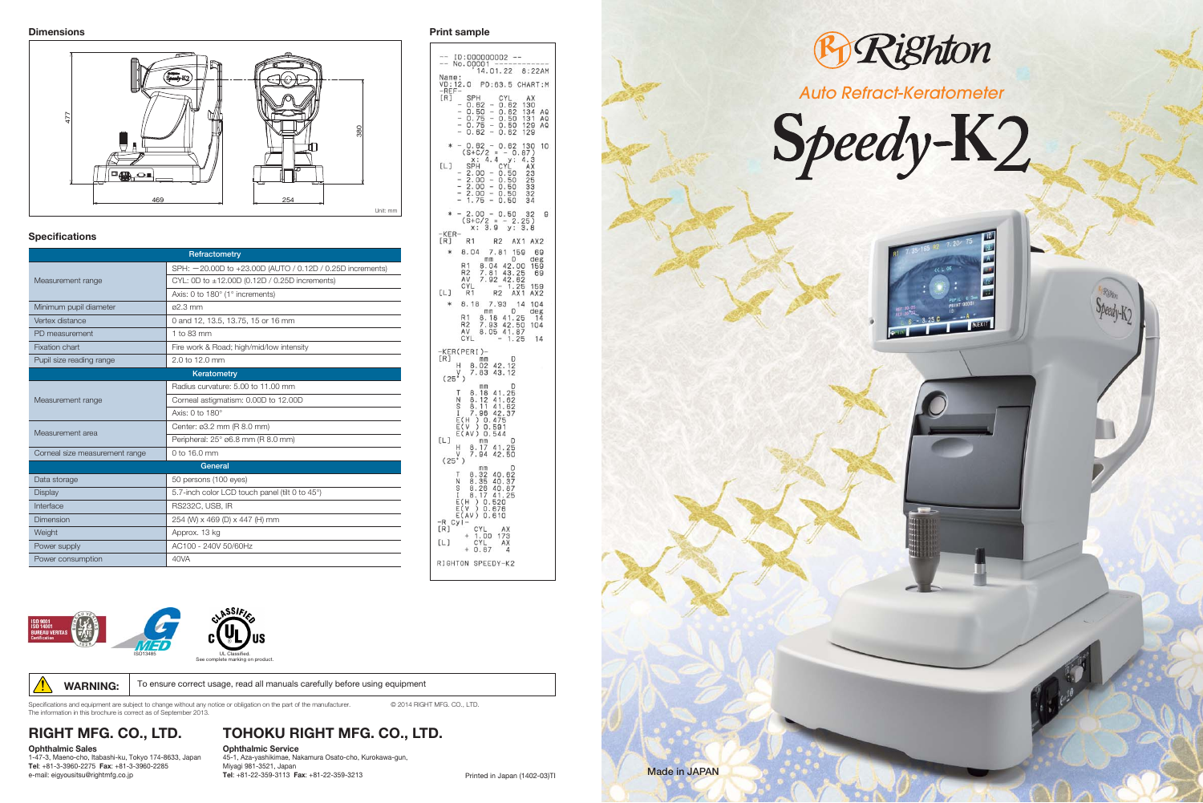# Righton

## Auto Refract-Keratometer

# Speedy-K2

Made in JAPAN

## Dimensions

469 / 254 / 477 / 380

Unit: mm

## Specifications

| Refractometry | |
|---|---|
| Measurement range | SPH: −20.00D to +23.00D (AUTO / 0.12D / 0.25D increments) |
| | CYL: 0D to ±12.00D (0.12D / 0.25D increments) |
| | Axis: 0 to 180° (1° increments) |
| Minimum pupil diameter | ø2.3 mm |
| Vertex distance | 0 and 12, 13.5, 13.75, 15 or 16 mm |
| PD measurement | 1 to 83 mm |
| Fixation chart | Fire work & Road; high/mid/low intensity |
| Pupil size reading range | 2.0 to 12.0 mm |
| **Keratometry** | |
| Measurement range | Radius curvature: 5.00 to 11.00 mm |
| | Corneal astigmatism: 0.00D to 12.00D |
| | Axis: 0 to 180° |
| Measurement area | Center: ø3.2 mm (R 8.0 mm) |
| | Peripheral: 25° ø6.8 mm (R 8.0 mm) |
| Corneal size measurement range | 0 to 16.0 mm |
| **General** | |
| Data storage | 50 persons (100 eyes) |
| Display | 5.7-inch color LCD touch panel (tilt 0 to 45°) |
| Interface | RS232C, USB, IR |
| Dimension | 254 (W) x 469 (D) x 447 (H) mm |
| Weight | Approx. 13 kg |
| Power supply | AC100 - 240V 50/60Hz |
| Power consumption | 40VA |

## Print sample

```
-- ID:000000002 --
-- No.00001 -----------
      14.01.22  8:22AM
Name:
VD:12.0  PD:63.5 CHART:M
-REF-
[R]  SPH    CYL   AX
  - 0.62 - 0.62  130
  - 0.50 - 0.62  134 AQ
  - 0.75 - 0.50  131 AQ
  - 0.75 - 0.50  129 AQ
  - 0.62 - 0.62  129

 * - 0.62 - 0.62  130  10
   (S+C/2 = - 0.87)
     x: 4.4   y: 4.3
[L]  SPH    CYL   AX
  - 2.00 - 0.50   23
  - 2.00 - 0.50   25
  - 2.00 - 0.50   33
  - 2.00 - 0.50   32
  - 1.75 - 0.50   34

 * - 2.00 - 0.50   32   9
   (S+C/2 = - 2.25)
     x: 3.9   y: 3.8
-KER-
[R]  R1    R2   AX1 AX2
 *  8.04  7.81  159  69
       mm     D    deg
   R1  8.04 42.00  159
   R2  7.81 43.25   69
   AV  7.92 42.62
   CYL     - 1.25  159
[L]  R1    R2   AX1 AX2
 *  8.18  7.93   14 104
       mm     D    deg
   R1  8.18 41.25   14
   R2  7.93 42.50  104
   AV  8.05 41.87
   CYL     - 1.25   14
-KER(PERI)-
[R]    mm     D
   H  8.02 42.12
   V  7.83 43.12
 (25°)
       mm     D
   T  8.18 41.25
   N  8.12 41.62
   S  8.11 41.62
   I  7.96 42.37
   E(H ) 0.475
   E(V ) 0.591
   E(AV) 0.544
[L]    mm     D
   H  8.17 41.25
   V  7.94 42.50
 (25°)
       mm     D
   T  8.32 40.62
   N  8.35 40.37
   S  8.26 40.87
   I  8.17 41.25
   E(H ) 0.520
   E(V ) 0.676
   E(AV) 0.610
-R Cyl-
[R]    CYL   AX
     + 1.00  173
[L]    CYL   AX
     + 0.87    4

RIGHTON SPEEDY-K2
```

ISO 9001 ISO 14001 BUREAU VERITAS Certification

ISO13485

UL Classified. See complete marking on product.

**WARNING:** To ensure correct usage, read all manuals carefully before using equipment

Specifications and equipment are subject to change without any notice or obligation on the part of the manufacturer.
The information in this brochure is correct as of September 2013.

© 2014 RIGHT MFG. CO., LTD.

## RIGHT MFG. CO., LTD.

**Ophthalmic Sales**
1-47-3, Maeno-cho, Itabashi-ku, Tokyo 174-8633, Japan
**Tel**: +81-3-3960-2275 **Fax**: +81-3-3960-2285
e-mail: eigyousitsu@rightmfg.co.jp

## TOHOKU RIGHT MFG. CO., LTD.

**Ophthalmic Service**
45-1, Aza-yashikimae, Nakamura Osato-cho, Kurokawa-gun,
Miyagi 981-3521, Japan
**Tel**: +81-22-359-3113 **Fax**: +81-22-359-3213

Printed in Japan (1402-03)TI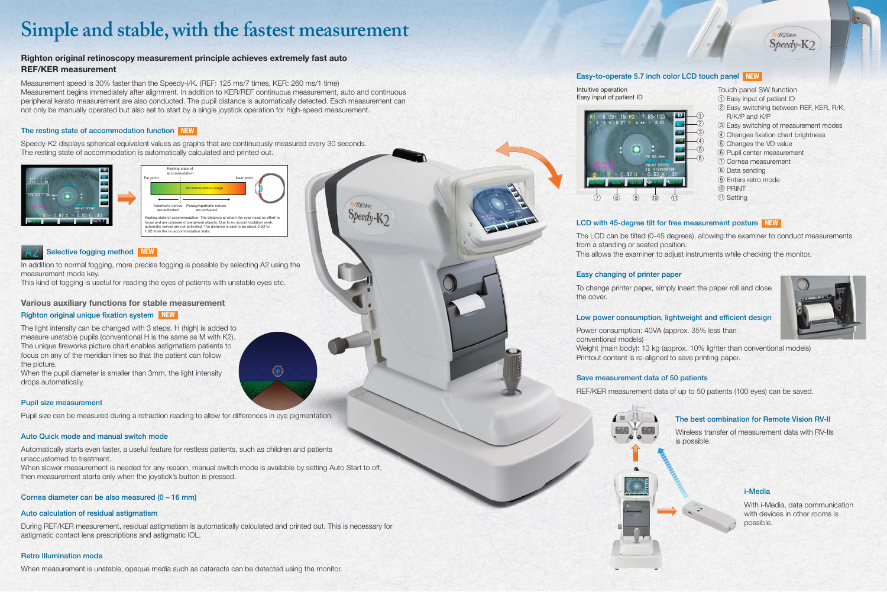# Simple and stable, with the fastest measurement

### Righton original retinoscopy measurement principle achieves extremely fast auto REF/KER measurement

Measurement speed is 30% faster than the Speedy-i/K. (REF: 125 ms/7 times, KER: 260 ms/1 time)
Measurement begins immediately after alignment. In addition to KER/REF continuous measurement, auto and continuous peripheral kerato measurement are also conducted. The pupil distance is automatically detected. Each measurement can not only be manually operated but also set to start by a single joystick operation for high-speed measurement.

#### The resting state of accommodation function NEW

Speedy-K2 displays spherical equivalent values as graphs that are continuously measured every 30 seconds.
The resting state of accommodation is automatically calculated and printed out.

Resting state of accommodation

Far point

Near point

Accommodation range

Automatic nerves are activated

Parasympathetic nerves are activated

Resting state of accommodation: The distance at which the eyes need no effort to focus and are unaware of peripheral objects. Due to no accommodation work, automatic nerves are not activated. The distance is said to be about 0.5D to 1.0D from the no accommodation state.

#### A2 Selective fogging method NEW

In addition to normal fogging, more precise fogging is possible by selecting A2 using the measurement mode key.
This kind of fogging is useful for reading the eyes of patients with unstable eyes etc.

### Various auxiliary functions for stable measurement

#### Righton original unique fixation system NEW

The light intensity can be changed with 3 steps. H (high) is added to measure unstable pupils (conventional H is the same as M with K2).
The unique fireworks picture chart enables astigmatism patients to focus on any of the meridian lines so that the patient can follow the picture.
When the pupil diameter is smaller than 3mm, the light intensity drops automatically.

#### Pupil size measurement

Pupil size can be measured during a refraction reading to allow for differences in eye pigmentation.

#### Auto Quick mode and manual switch mode

Automatically starts even faster, a useful feature for restless patients, such as children and patients unaccustomed to treatment.
When slower measurement is needed for any reason, manual switch mode is available by setting Auto Start to off, then measurement starts only when the joystick's button is pressed.

#### Cornea diameter can be also measured (0 – 16 mm)

#### Auto calculation of residual astigmatism

During REF/KER measurement, residual astigmatism is automatically calculated and printed out. This is necessary for astigmatic contact lens prescriptions and astigmatic IOL.

#### Retro Illumination mode

When measurement is unstable, opaque media such as cataracts can be detected using the monitor.

#### Easy-to-operate 5.7 inch color LCD touch panel NEW

Intuitive operation
Easy input of patient ID

Touch panel SW function
① Easy input of patient ID
② Easy switching between REF, KER, R/K, R/K/P and K/P
③ Easy switching of measurement modes
④ Changes fixation chart brightness
⑤ Changes the VD value
⑥ Pupil center measurement
⑦ Cornea measurement
⑧ Data sending
⑨ Enters retro mode
⑩ PRINT
⑪ Setting

#### LCD with 45-degree tilt for free measurement posture NEW

The LCD can be tilted (0-45 degrees), allowing the examiner to conduct measurements from a standing or seated position.
This allows the examiner to adjust instruments while checking the monitor.

#### Easy changing of printer paper

To change printer paper, simply insert the paper roll and close the cover.

#### Low power consumption, lightweight and efficient design

Power consumption: 40VA (approx. 35% less than conventional models)
Weight (main body): 13 kg (approx. 10% lighter than conventional models)
Printout content is re-aligned to save printing paper.

#### Save measurement data of 50 patients

REF/KER measurement data of up to 50 patients (100 eyes) can be saved.

#### The best combination for Remote Vision RV-II

Wireless transfer of measurement data with RV-IIs is possible.

#### i-Media

With i-Media, data communication with devices in other rooms is possible.